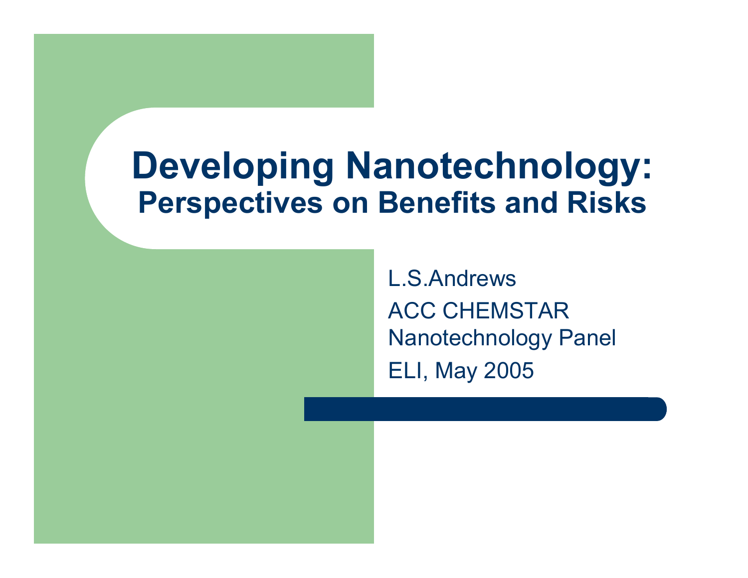# Developing Nanotechnology:

## Perspectives on Benefits and Risks

L.S.Andrews

ACC CHEMSTAR

Nanotechnology Panel

ELI, May 2005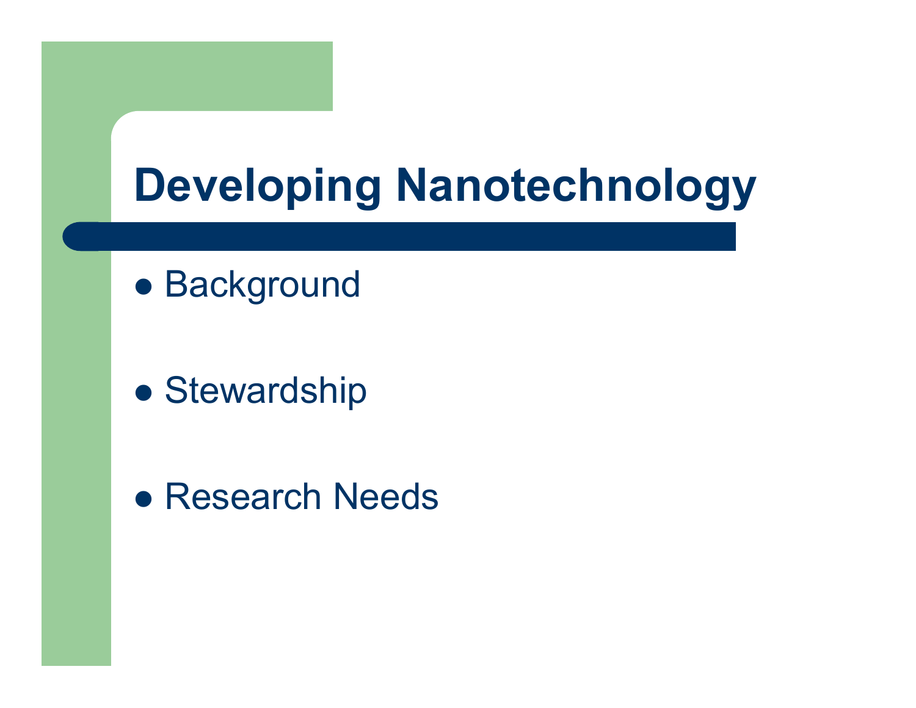# Developing Nanotechnology

- Background
- Stewardship
- Research Needs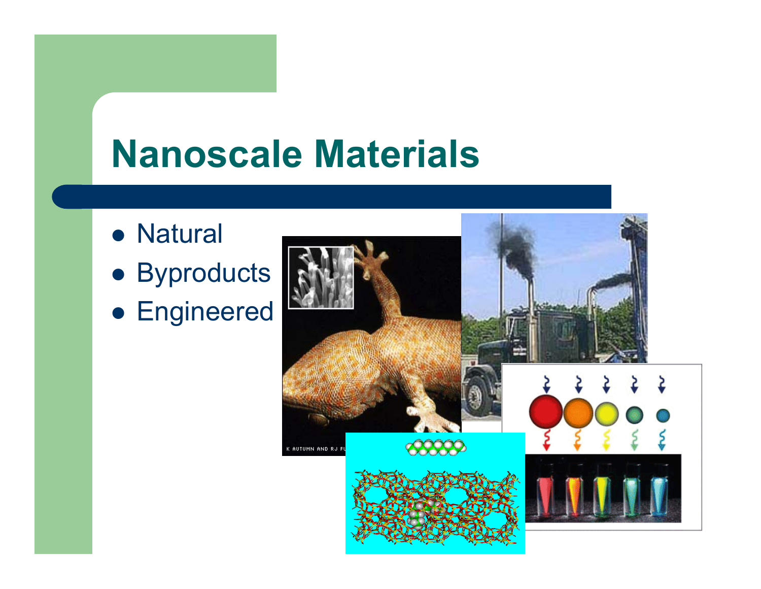# Nanoscale Materials

- Natural
- Byproducts
- Engineered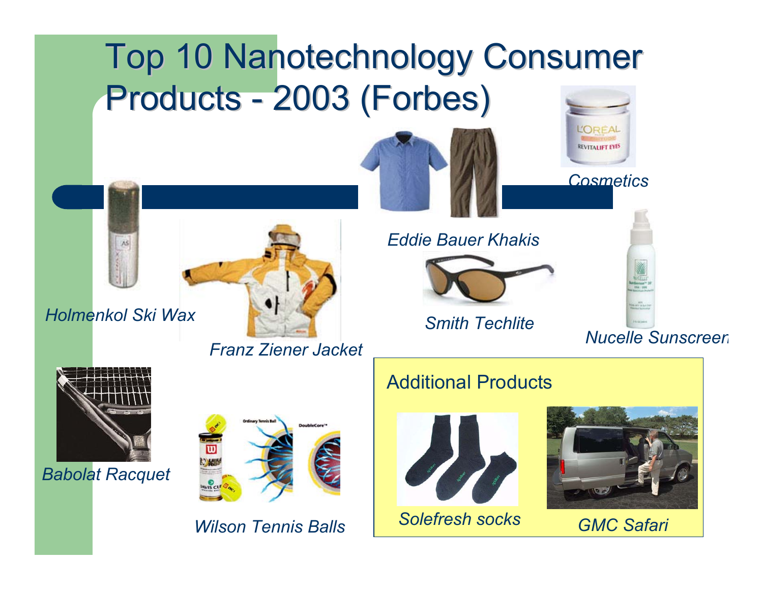# Top 10 Nanotechnology Consumer Products - 2003 (Forbes)

*Cosmetics*

*Eddie Bauer Khakis*

*Holmenkol Ski Wax*

*Franz Ziener Jacket*

*Smith Techlite*

*Nucelle Sunscreen*

*Babolat Racquet*

*Wilson Tennis Balls*

## Additional Products

*Solefresh socks*

*GMC Safari*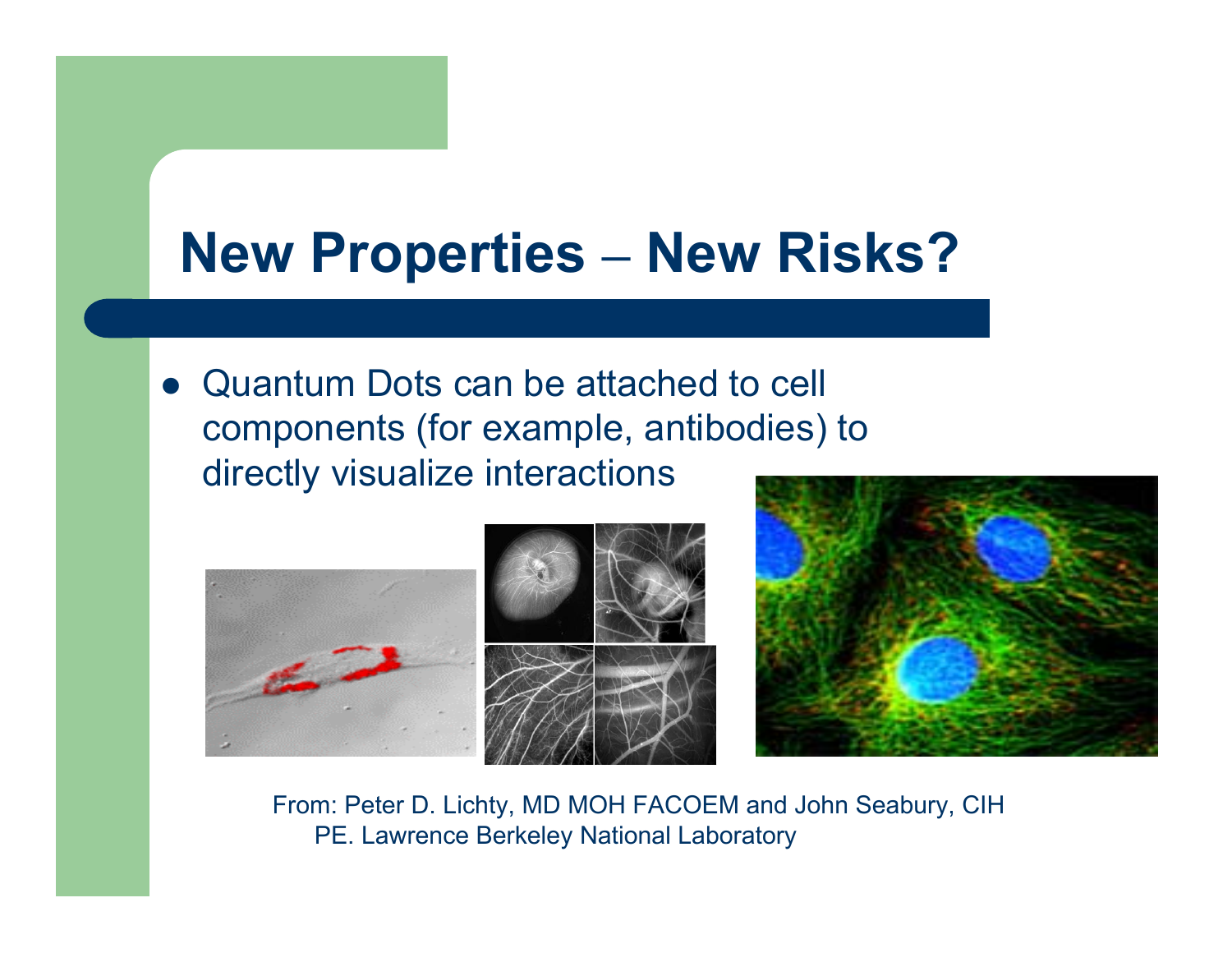# New Properties – New Risks?

- Quantum Dots can be attached to cell components (for example, antibodies) to directly visualize interactions

From: Peter D. Lichty, MD MOH FACOEM and John Seabury, CIH PE. Lawrence Berkeley National Laboratory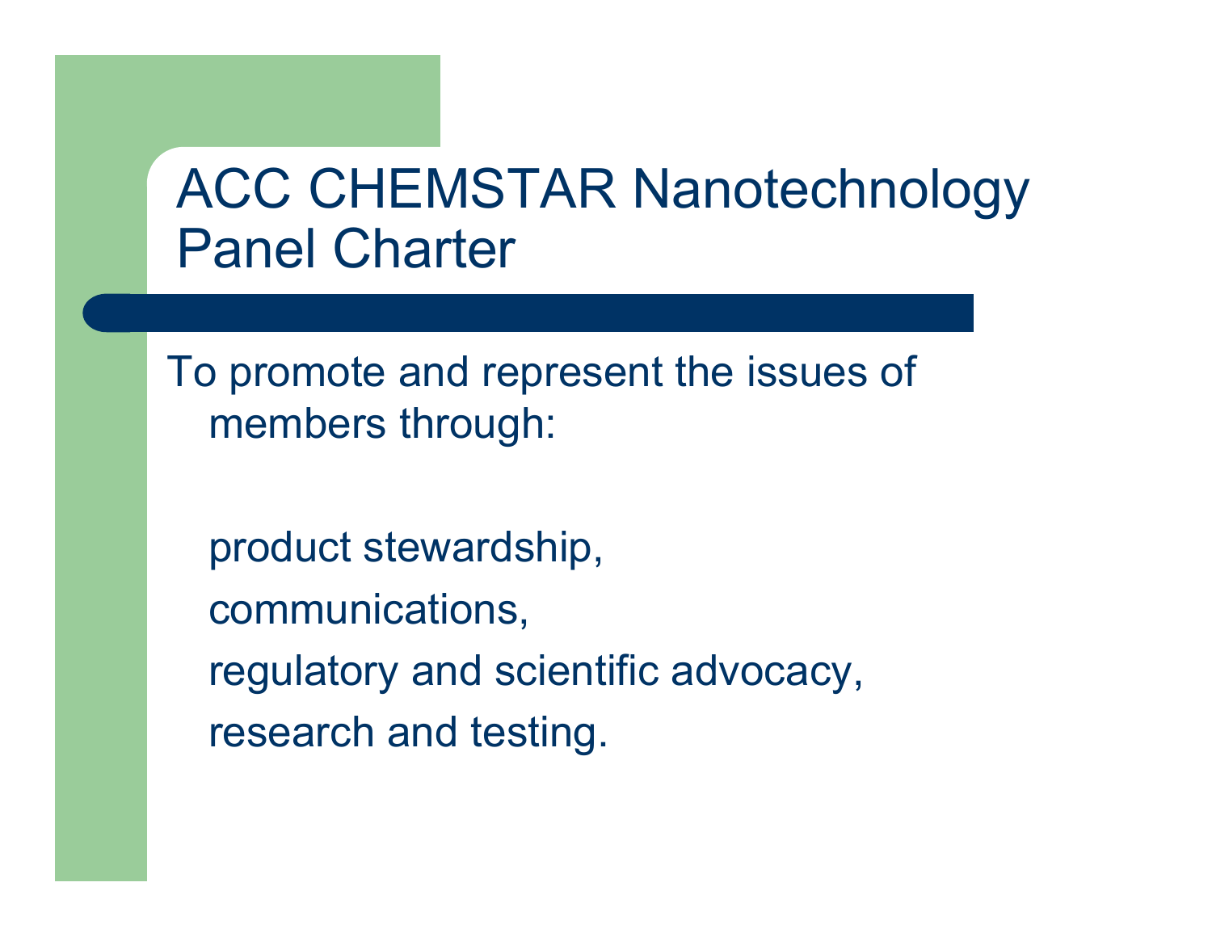# ACC CHEMSTAR Nanotechnology Panel Charter

To promote and represent the issues of members through:

product stewardship,

communications,

regulatory and scientific advocacy,

research and testing.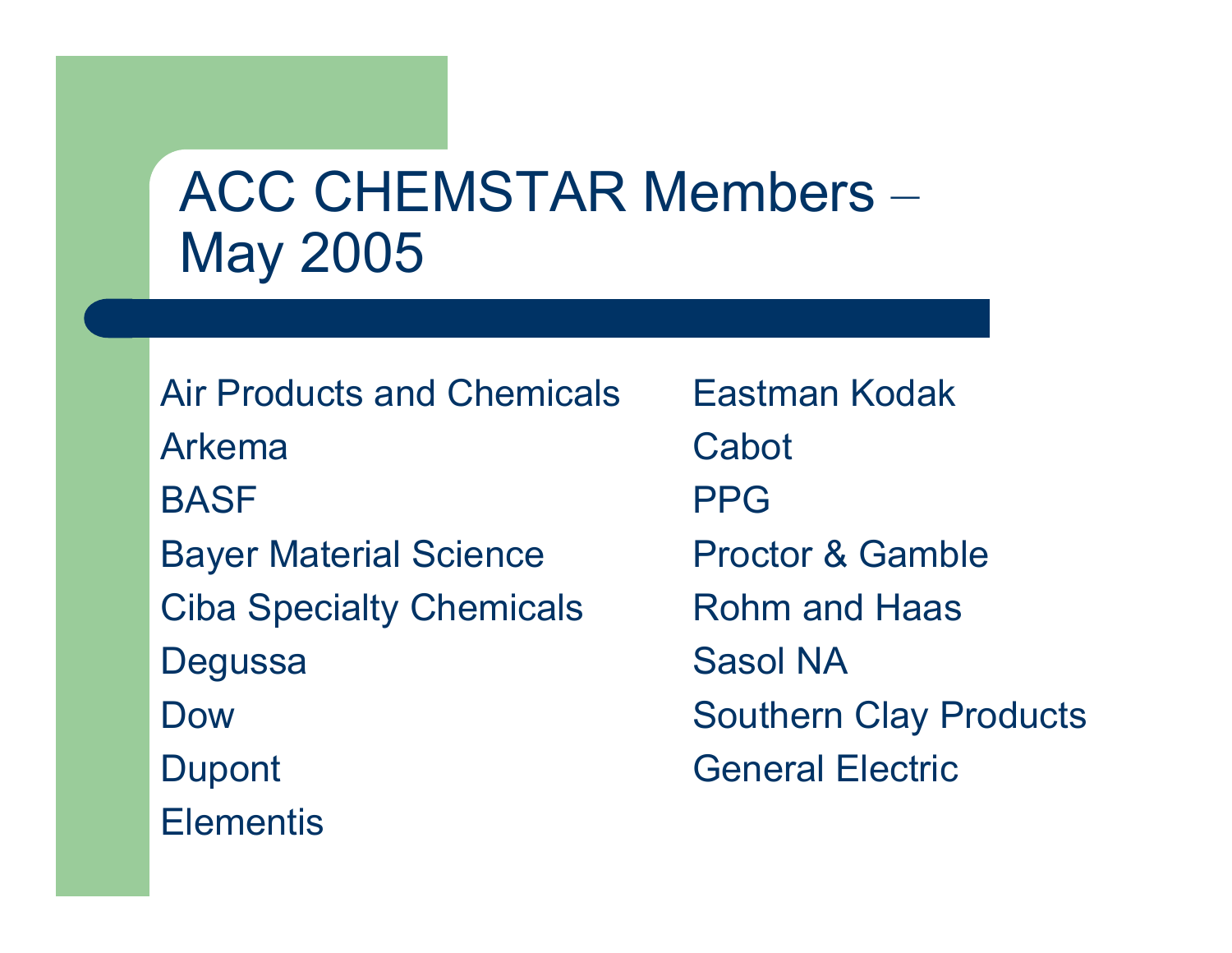# ACC CHEMSTAR Members – May 2005

- Air Products and Chemicals
- Arkema
- BASF
- Bayer Material Science
- Ciba Specialty Chemicals
- Degussa
- Dow
- Dupont
- Elementis
- Eastman Kodak
- Cabot
- PPG
- Proctor & Gamble
- Rohm and Haas
- Sasol NA
- Southern Clay Products
- General Electric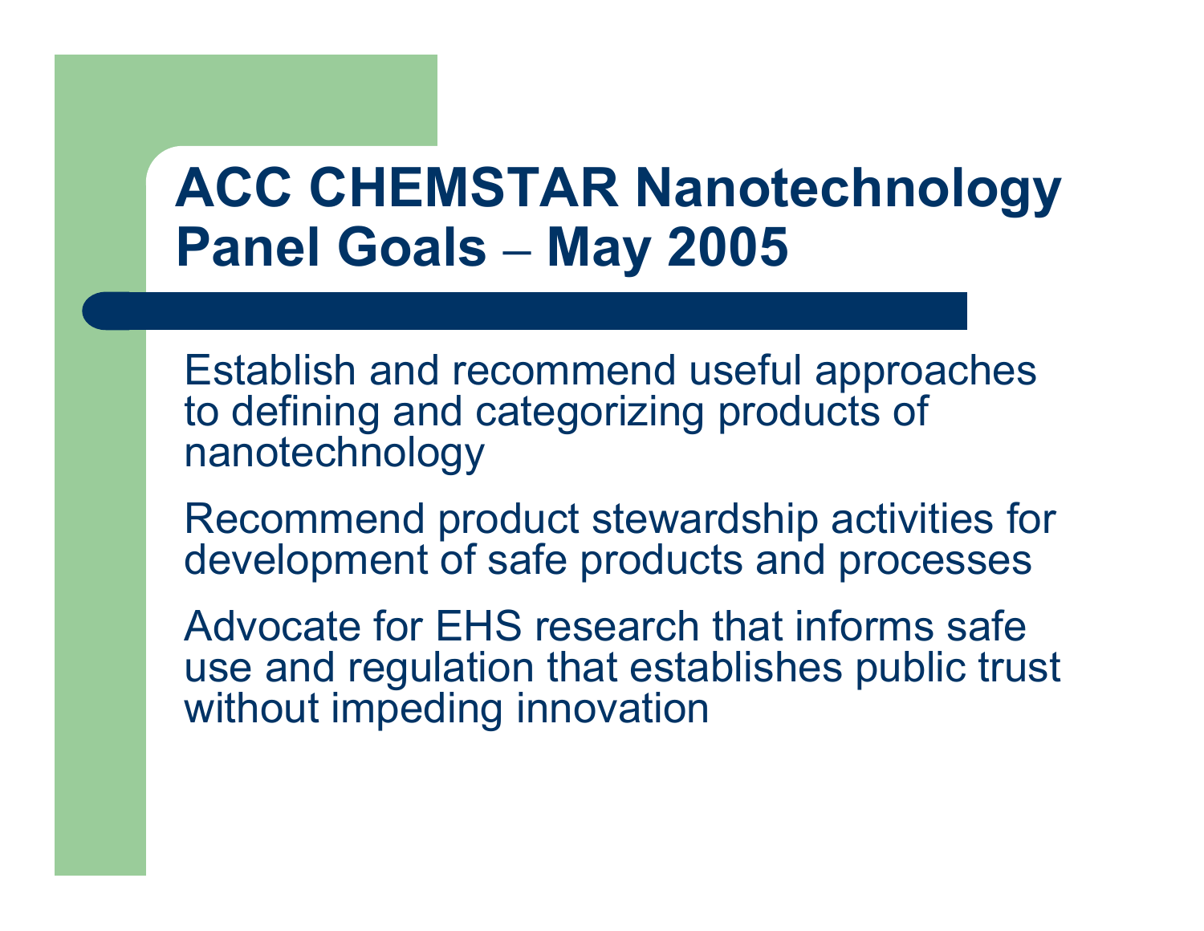# ACC CHEMSTAR Nanotechnology Panel Goals – May 2005

- Establish and recommend useful approaches to defining and categorizing products of nanotechnology
- Recommend product stewardship activities for development of safe products and processes
- Advocate for EHS research that informs safe use and regulation that establishes public trust without impeding innovation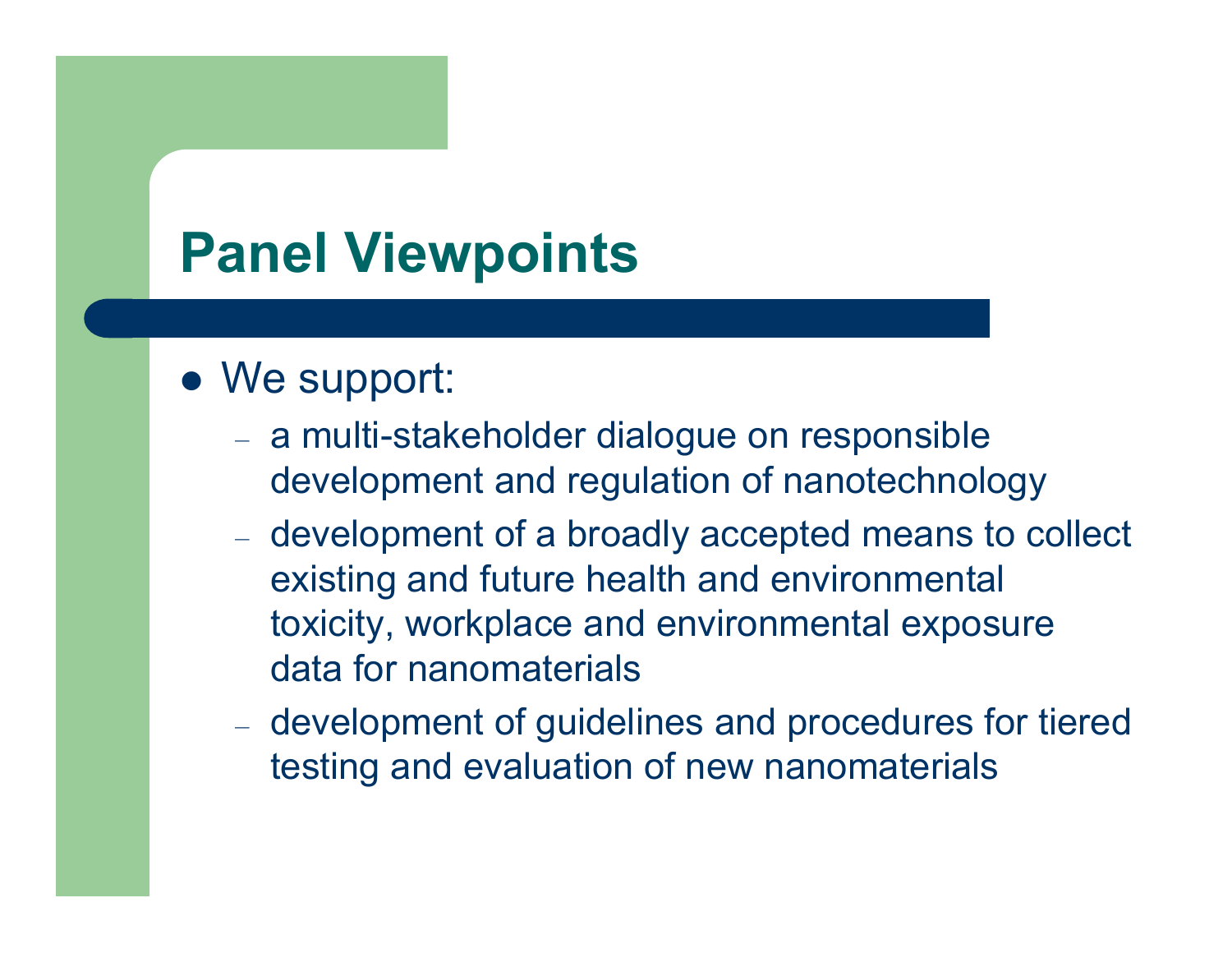# Panel Viewpoints

- We support:
  - a multi-stakeholder dialogue on responsible development and regulation of nanotechnology
  - development of a broadly accepted means to collect existing and future health and environmental toxicity, workplace and environmental exposure data for nanomaterials
  - development of guidelines and procedures for tiered testing and evaluation of new nanomaterials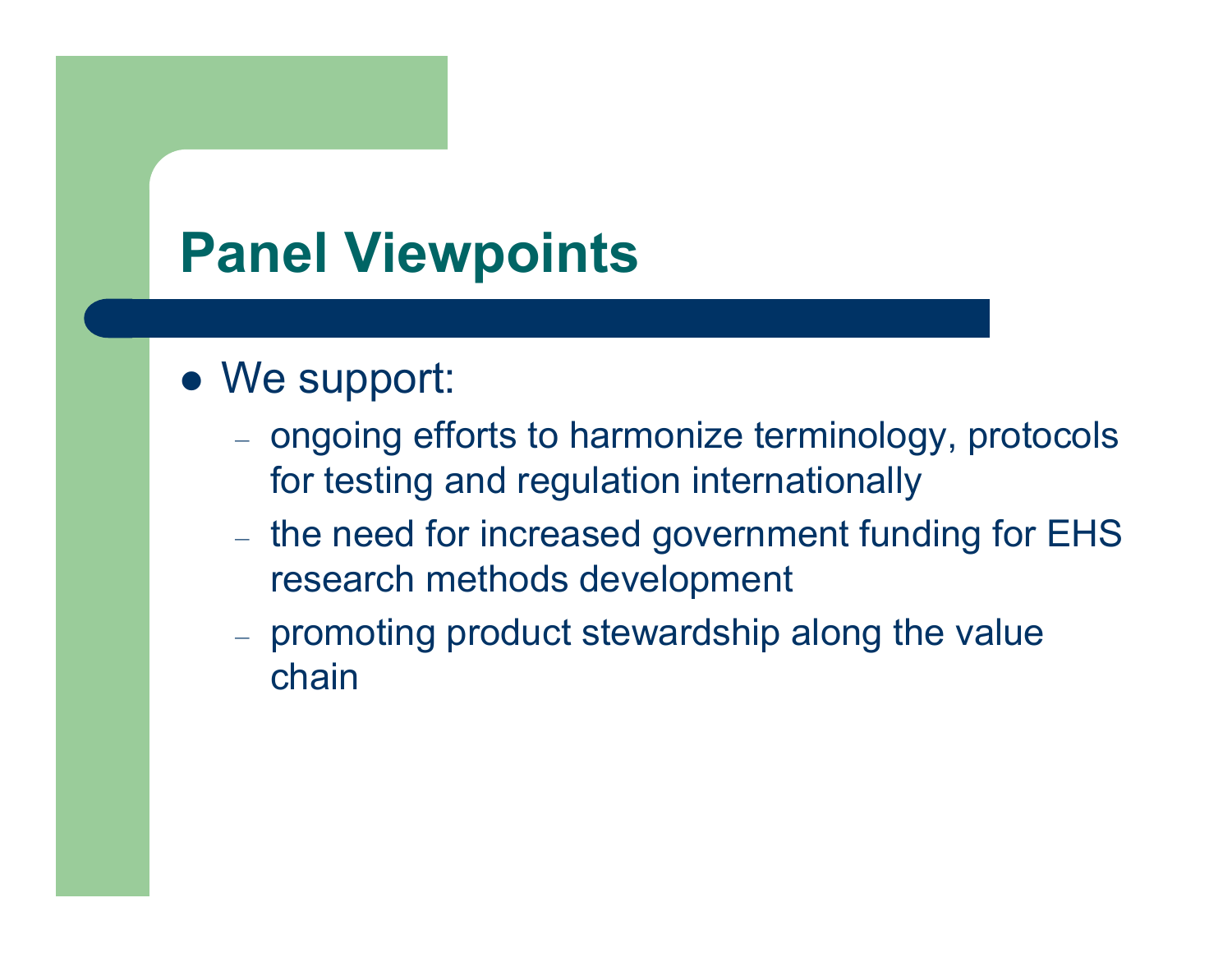# Panel Viewpoints

- We support:
  - ongoing efforts to harmonize terminology, protocols for testing and regulation internationally
  - the need for increased government funding for EHS research methods development
  - promoting product stewardship along the value chain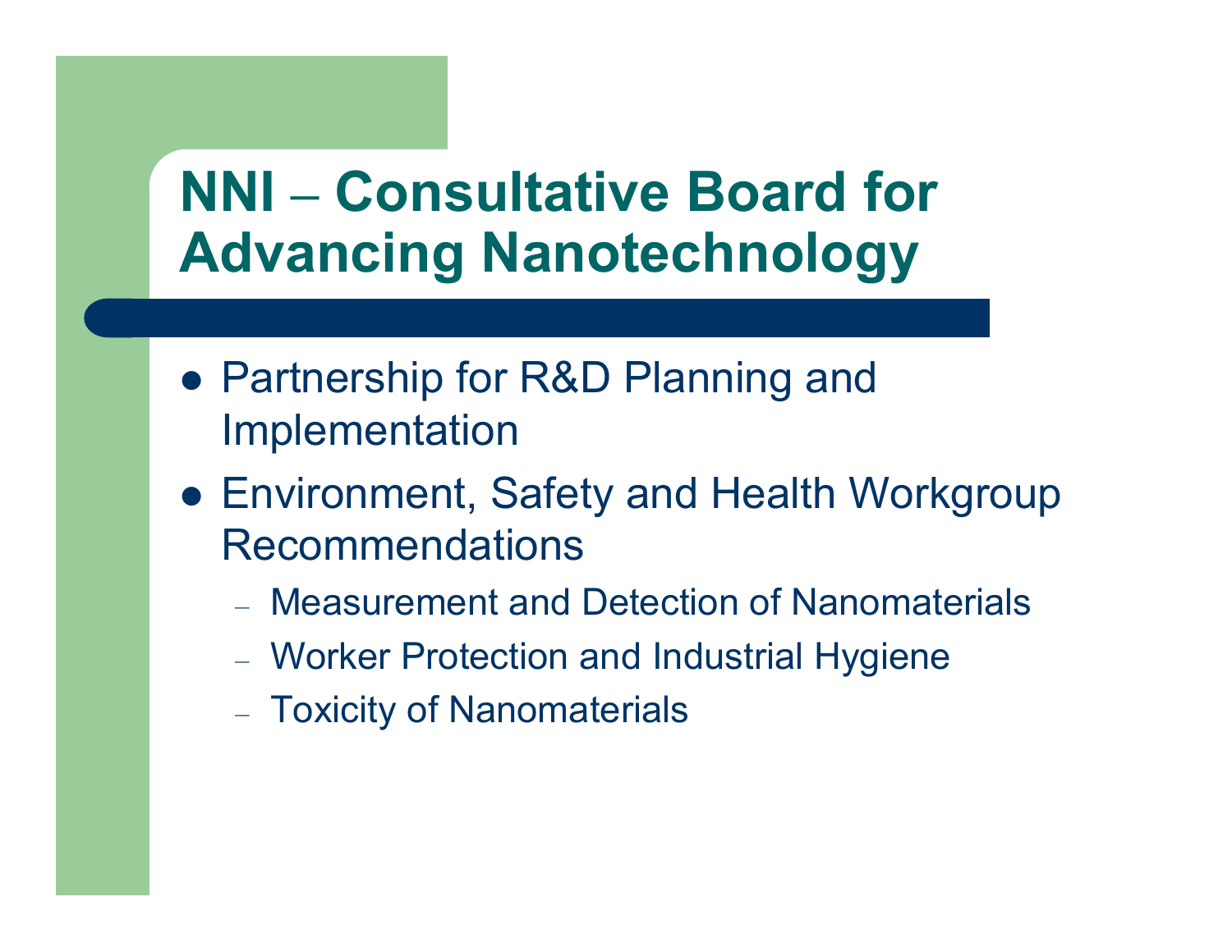# NNI – Consultative Board for Advancing Nanotechnology

- Partnership for R&D Planning and Implementation
- Environment, Safety and Health Workgroup Recommendations
  - Measurement and Detection of Nanomaterials
  - Worker Protection and Industrial Hygiene
  - Toxicity of Nanomaterials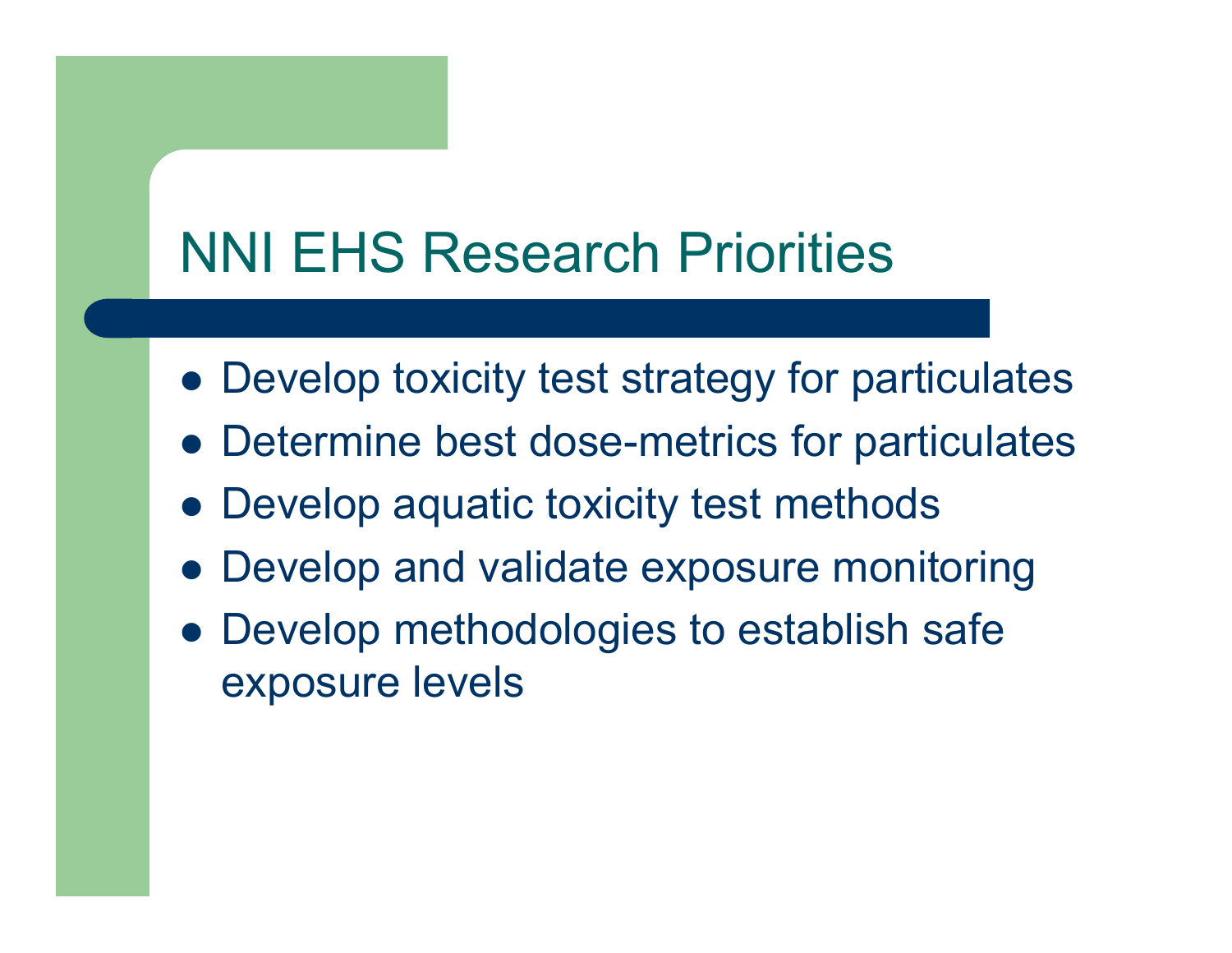# NNI EHS Research Priorities

- Develop toxicity test strategy for particulates
- Determine best dose-metrics for particulates
- Develop aquatic toxicity test methods
- Develop and validate exposure monitoring
- Develop methodologies to establish safe exposure levels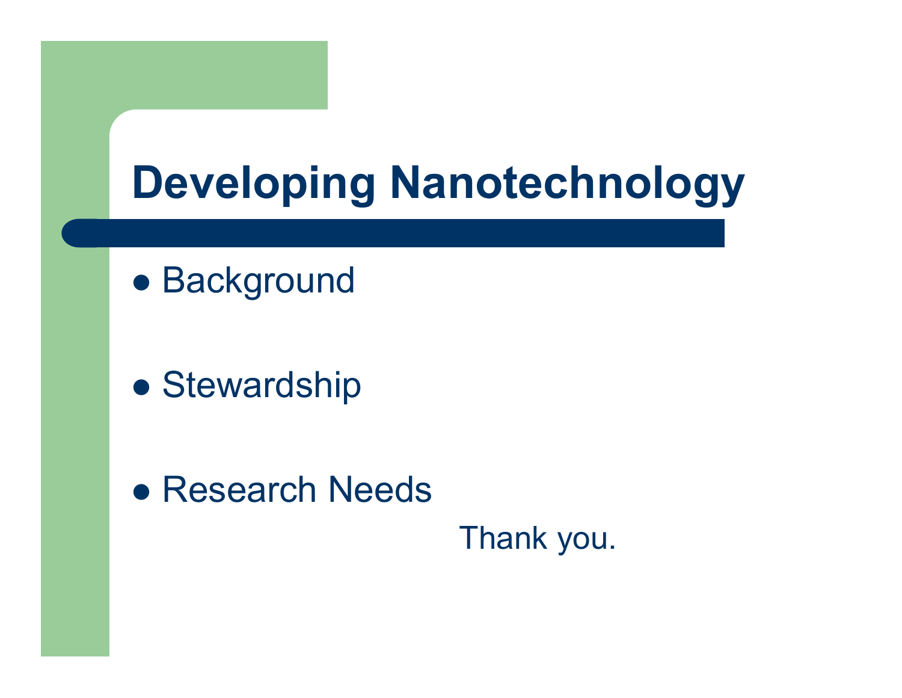# Developing Nanotechnology

- Background
- Stewardship
- Research Needs

Thank you.